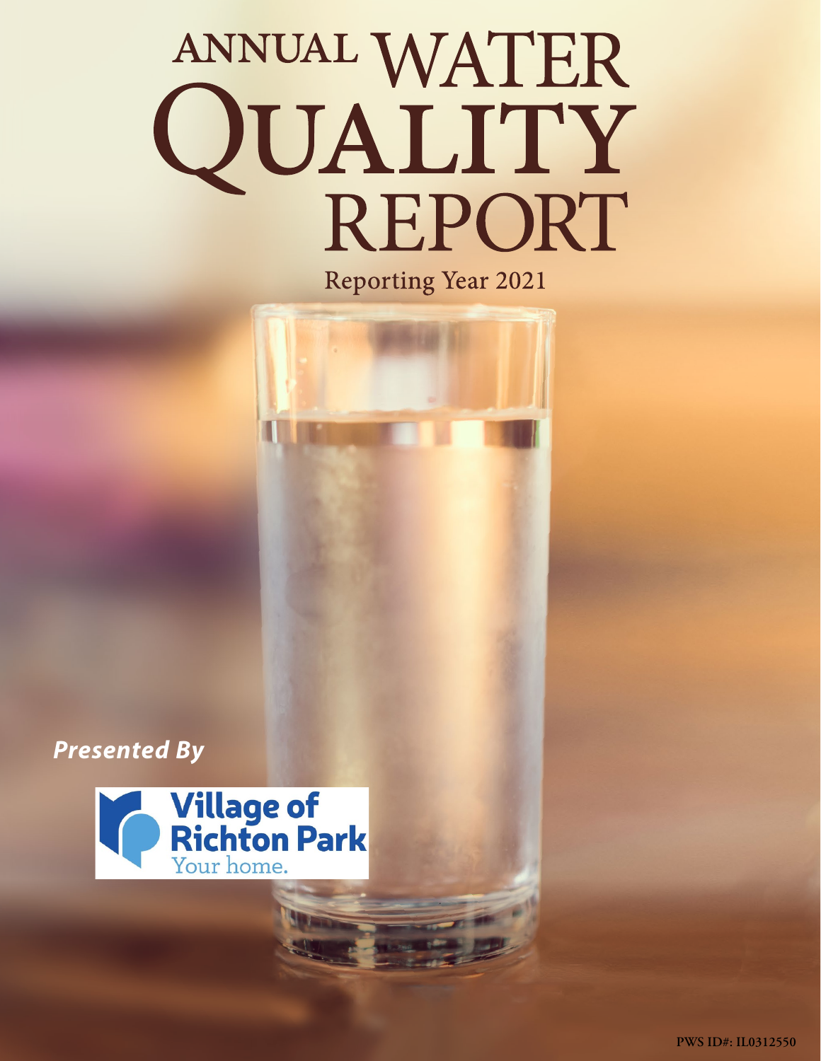# ANNUAL WATER QUALITY REPORT

Reporting Year 2021

***Presented By***

Village of Richton Park
Your home.

PWS ID#: IL0312550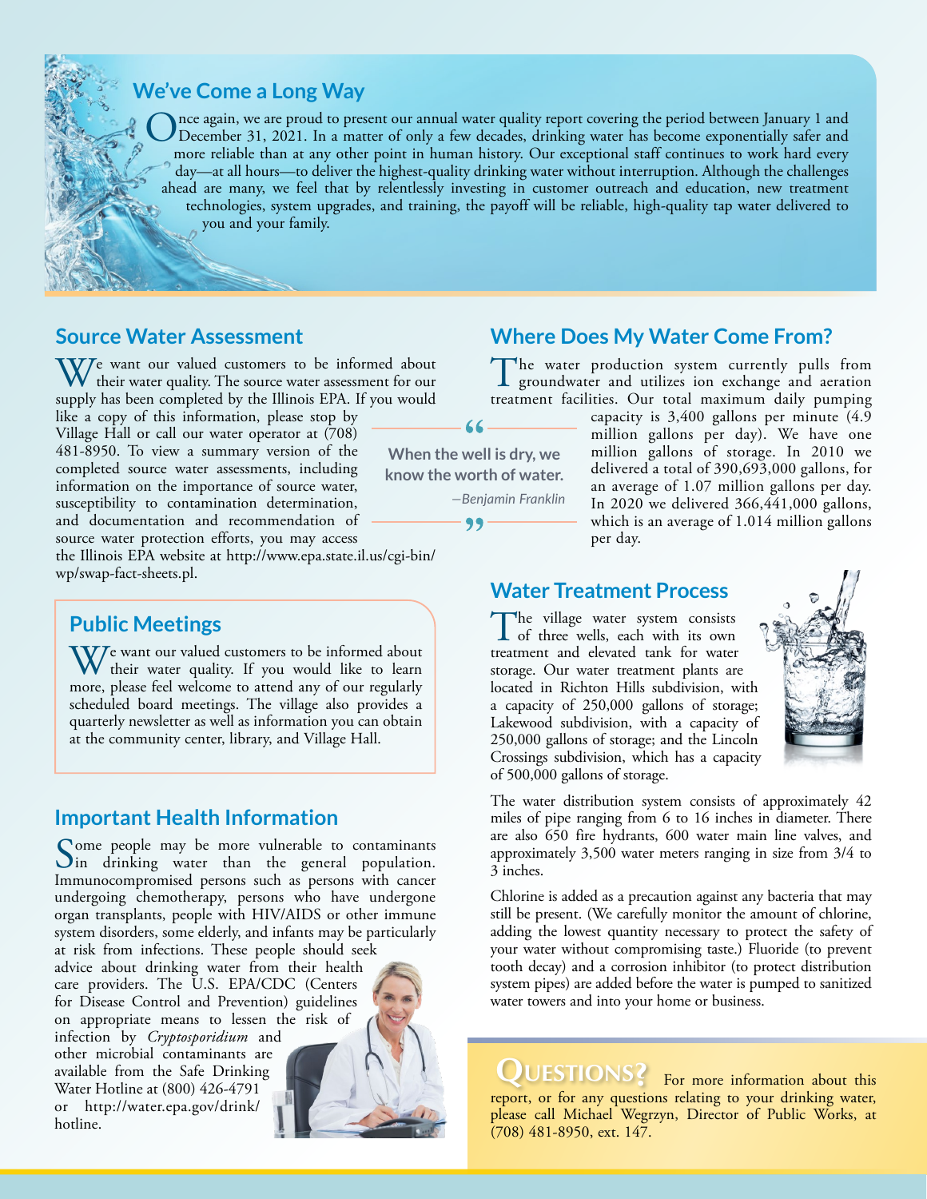## We've Come a Long Way

Once again, we are proud to present our annual water quality report covering the period between January 1 and December 31, 2021. In a matter of only a few decades, drinking water has become exponentially safer and more reliable than at any other point in human history. Our exceptional staff continues to work hard every day—at all hours—to deliver the highest-quality drinking water without interruption. Although the challenges ahead are many, we feel that by relentlessly investing in customer outreach and education, new treatment technologies, system upgrades, and training, the payoff will be reliable, high-quality tap water delivered to you and your family.

## Source Water Assessment

We want our valued customers to be informed about their water quality. The source water assessment for our supply has been completed by the Illinois EPA. If you would like a copy of this information, please stop by Village Hall or call our water operator at (708) 481-8950. To view a summary version of the completed source water assessments, including information on the importance of source water, susceptibility to contamination determination, and documentation and recommendation of source water protection efforts, you may access the Illinois EPA website at http://www.epa.state.il.us/cgi-bin/wp/swap-fact-sheets.pl.

> "When the well is dry, we know the worth of water."
>
> —Benjamin Franklin

## Public Meetings

We want our valued customers to be informed about their water quality. If you would like to learn more, please feel welcome to attend any of our regularly scheduled board meetings. The village also provides a quarterly newsletter as well as information you can obtain at the community center, library, and Village Hall.

## Important Health Information

Some people may be more vulnerable to contaminants in drinking water than the general population. Immunocompromised persons such as persons with cancer undergoing chemotherapy, persons who have undergone organ transplants, people with HIV/AIDS or other immune system disorders, some elderly, and infants may be particularly at risk from infections. These people should seek advice about drinking water from their health care providers. The U.S. EPA/CDC (Centers for Disease Control and Prevention) guidelines on appropriate means to lessen the risk of infection by *Cryptosporidium* and other microbial contaminants are available from the Safe Drinking Water Hotline at (800) 426-4791 or http://water.epa.gov/drink/hotline.

## Where Does My Water Come From?

The water production system currently pulls from groundwater and utilizes ion exchange and aeration treatment facilities. Our total maximum daily pumping capacity is 3,400 gallons per minute (4.9 million gallons per day). We have one million gallons of storage. In 2010 we delivered a total of 390,693,000 gallons, for an average of 1.07 million gallons per day. In 2020 we delivered 366,441,000 gallons, which is an average of 1.014 million gallons per day.

## Water Treatment Process

The village water system consists of three wells, each with its own treatment and elevated tank for water storage. Our water treatment plants are located in Richton Hills subdivision, with a capacity of 250,000 gallons of storage; Lakewood subdivision, with a capacity of 250,000 gallons of storage; and the Lincoln Crossings subdivision, which has a capacity of 500,000 gallons of storage.

The water distribution system consists of approximately 42 miles of pipe ranging from 6 to 16 inches in diameter. There are also 650 fire hydrants, 600 water main line valves, and approximately 3,500 water meters ranging in size from 3/4 to 3 inches.

Chlorine is added as a precaution against any bacteria that may still be present. (We carefully monitor the amount of chlorine, adding the lowest quantity necessary to protect the safety of your water without compromising taste.) Fluoride (to prevent tooth decay) and a corrosion inhibitor (to protect distribution system pipes) are added before the water is pumped to sanitized water towers and into your home or business.

## Questions?

For more information about this report, or for any questions relating to your drinking water, please call Michael Wegrzyn, Director of Public Works, at (708) 481-8950, ext. 147.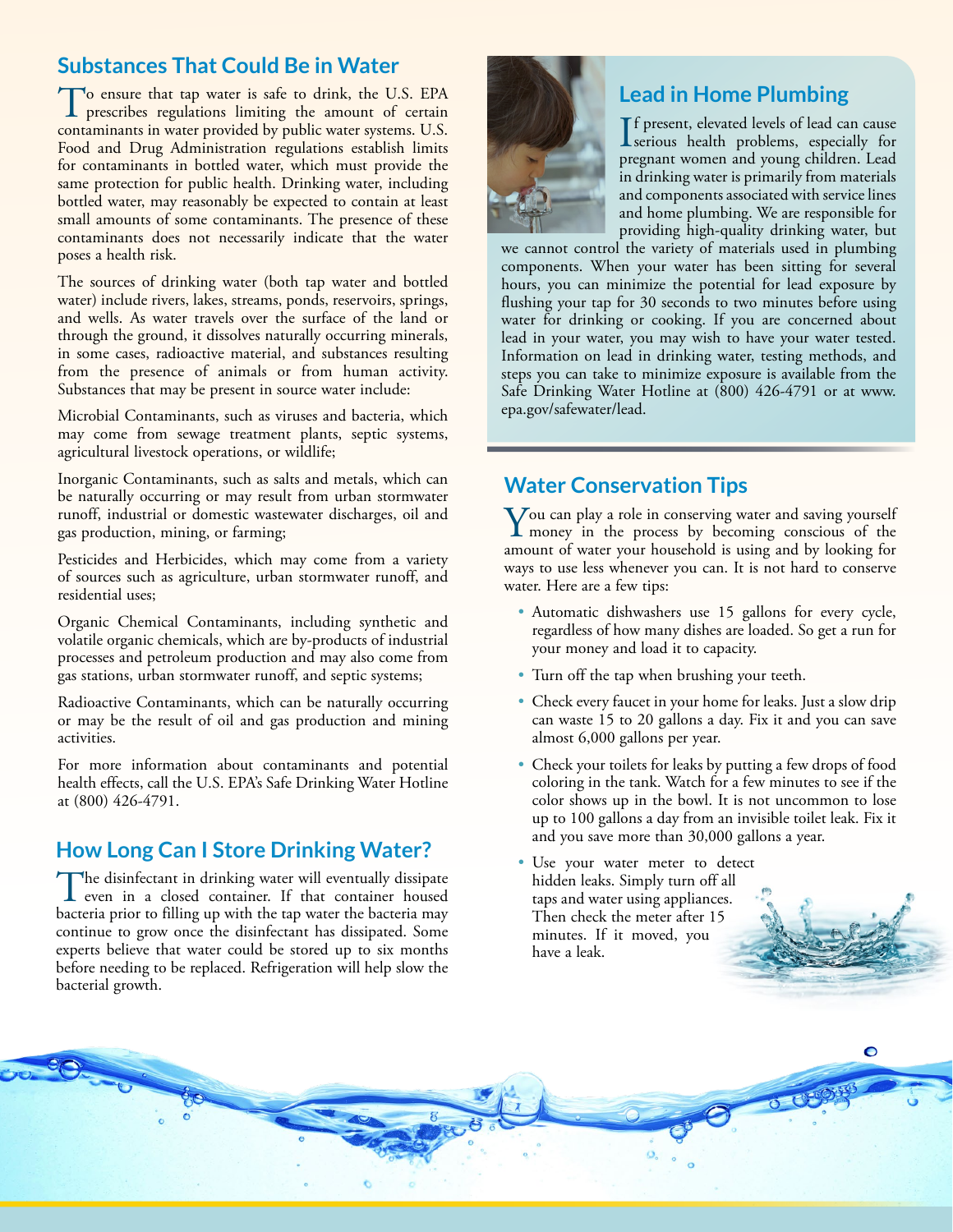## Substances That Could Be in Water

To ensure that tap water is safe to drink, the U.S. EPA prescribes regulations limiting the amount of certain contaminants in water provided by public water systems. U.S. Food and Drug Administration regulations establish limits for contaminants in bottled water, which must provide the same protection for public health. Drinking water, including bottled water, may reasonably be expected to contain at least small amounts of some contaminants. The presence of these contaminants does not necessarily indicate that the water poses a health risk.

The sources of drinking water (both tap water and bottled water) include rivers, lakes, streams, ponds, reservoirs, springs, and wells. As water travels over the surface of the land or through the ground, it dissolves naturally occurring minerals, in some cases, radioactive material, and substances resulting from the presence of animals or from human activity. Substances that may be present in source water include:

Microbial Contaminants, such as viruses and bacteria, which may come from sewage treatment plants, septic systems, agricultural livestock operations, or wildlife;

Inorganic Contaminants, such as salts and metals, which can be naturally occurring or may result from urban stormwater runoff, industrial or domestic wastewater discharges, oil and gas production, mining, or farming;

Pesticides and Herbicides, which may come from a variety of sources such as agriculture, urban stormwater runoff, and residential uses;

Organic Chemical Contaminants, including synthetic and volatile organic chemicals, which are by-products of industrial processes and petroleum production and may also come from gas stations, urban stormwater runoff, and septic systems;

Radioactive Contaminants, which can be naturally occurring or may be the result of oil and gas production and mining activities.

For more information about contaminants and potential health effects, call the U.S. EPA's Safe Drinking Water Hotline at (800) 426-4791.

## How Long Can I Store Drinking Water?

The disinfectant in drinking water will eventually dissipate even in a closed container. If that container housed bacteria prior to filling up with the tap water the bacteria may continue to grow once the disinfectant has dissipated. Some experts believe that water could be stored up to six months before needing to be replaced. Refrigeration will help slow the bacterial growth.

## Lead in Home Plumbing

If present, elevated levels of lead can cause serious health problems, especially for pregnant women and young children. Lead in drinking water is primarily from materials and components associated with service lines and home plumbing. We are responsible for providing high-quality drinking water, but we cannot control the variety of materials used in plumbing components. When your water has been sitting for several hours, you can minimize the potential for lead exposure by flushing your tap for 30 seconds to two minutes before using water for drinking or cooking. If you are concerned about lead in your water, you may wish to have your water tested. Information on lead in drinking water, testing methods, and steps you can take to minimize exposure is available from the Safe Drinking Water Hotline at (800) 426-4791 or at www.epa.gov/safewater/lead.

## Water Conservation Tips

You can play a role in conserving water and saving yourself money in the process by becoming conscious of the amount of water your household is using and by looking for ways to use less whenever you can. It is not hard to conserve water. Here are a few tips:

- Automatic dishwashers use 15 gallons for every cycle, regardless of how many dishes are loaded. So get a run for your money and load it to capacity.
- Turn off the tap when brushing your teeth.
- Check every faucet in your home for leaks. Just a slow drip can waste 15 to 20 gallons a day. Fix it and you can save almost 6,000 gallons per year.
- Check your toilets for leaks by putting a few drops of food coloring in the tank. Watch for a few minutes to see if the color shows up in the bowl. It is not uncommon to lose up to 100 gallons a day from an invisible toilet leak. Fix it and you save more than 30,000 gallons a year.
- Use your water meter to detect hidden leaks. Simply turn off all taps and water using appliances. Then check the meter after 15 minutes. If it moved, you have a leak.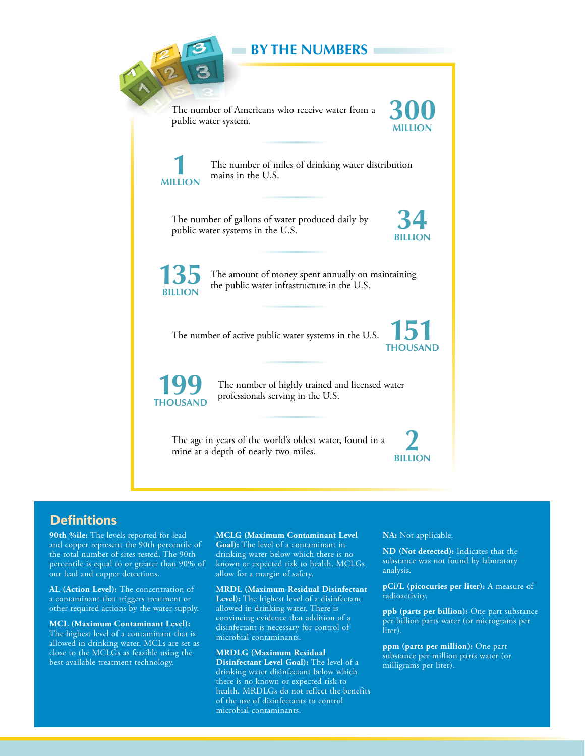## BY THE NUMBERS

**300 MILLION** — The number of Americans who receive water from a public water system.

**1 MILLION** — The number of miles of drinking water distribution mains in the U.S.

**34 BILLION** — The number of gallons of water produced daily by public water systems in the U.S.

**135 BILLION** — The amount of money spent annually on maintaining the public water infrastructure in the U.S.

**151 THOUSAND** — The number of active public water systems in the U.S.

**199 THOUSAND** — The number of highly trained and licensed water professionals serving in the U.S.

**2 BILLION** — The age in years of the world's oldest water, found in a mine at a depth of nearly two miles.

## Definitions

**90th %ile:** The levels reported for lead and copper represent the 90th percentile of the total number of sites tested. The 90th percentile is equal to or greater than 90% of our lead and copper detections.

**AL (Action Level):** The concentration of a contaminant that triggers treatment or other required actions by the water supply.

**MCL (Maximum Contaminant Level):** The highest level of a contaminant that is allowed in drinking water. MCLs are set as close to the MCLGs as feasible using the best available treatment technology.

**MCLG (Maximum Contaminant Level Goal):** The level of a contaminant in drinking water below which there is no known or expected risk to health. MCLGs allow for a margin of safety.

**MRDL (Maximum Residual Disinfectant Level):** The highest level of a disinfectant allowed in drinking water. There is convincing evidence that addition of a disinfectant is necessary for control of microbial contaminants.

**MRDLG (Maximum Residual Disinfectant Level Goal):** The level of a drinking water disinfectant below which there is no known or expected risk to health. MRDLGs do not reflect the benefits of the use of disinfectants to control microbial contaminants.

**NA:** Not applicable.

**ND (Not detected):** Indicates that the substance was not found by laboratory analysis.

**pCi/L (picocuries per liter):** A measure of radioactivity.

**ppb (parts per billion):** One part substance per billion parts water (or micrograms per liter).

**ppm (parts per million):** One part substance per million parts water (or milligrams per liter).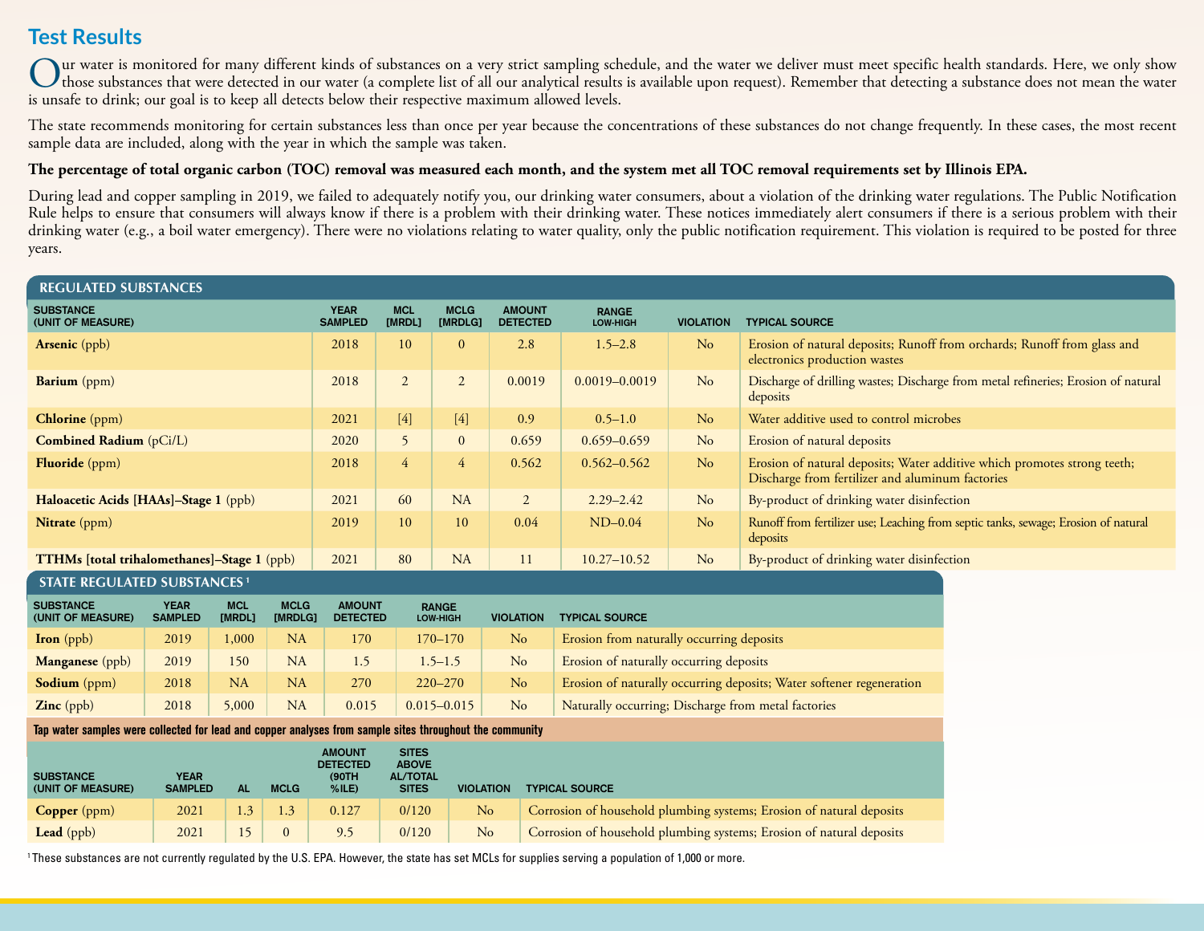## Test Results

Our water is monitored for many different kinds of substances on a very strict sampling schedule, and the water we deliver must meet specific health standards. Here, we only show those substances that were detected in our water (a complete list of all our analytical results is available upon request). Remember that detecting a substance does not mean the water is unsafe to drink; our goal is to keep all detects below their respective maximum allowed levels.

The state recommends monitoring for certain substances less than once per year because the concentrations of these substances do not change frequently. In these cases, the most recent sample data are included, along with the year in which the sample was taken.

**The percentage of total organic carbon (TOC) removal was measured each month, and the system met all TOC removal requirements set by Illinois EPA.**

During lead and copper sampling in 2019, we failed to adequately notify you, our drinking water consumers, about a violation of the drinking water regulations. The Public Notification Rule helps to ensure that consumers will always know if there is a problem with their drinking water. These notices immediately alert consumers if there is a serious problem with their drinking water (e.g., a boil water emergency). There were no violations relating to water quality, only the public notification requirement. This violation is required to be posted for three years.

### REGULATED SUBSTANCES

| SUBSTANCE (UNIT OF MEASURE) | YEAR SAMPLED | MCL [MRDL] | MCLG [MRDLG] | AMOUNT DETECTED | RANGE LOW-HIGH | VIOLATION | TYPICAL SOURCE |
|---|---|---|---|---|---|---|---|
| **Arsenic** (ppb) | 2018 | 10 | 0 | 2.8 | 1.5–2.8 | No | Erosion of natural deposits; Runoff from orchards; Runoff from glass and electronics production wastes |
| **Barium** (ppm) | 2018 | 2 | 2 | 0.0019 | 0.0019–0.0019 | No | Discharge of drilling wastes; Discharge from metal refineries; Erosion of natural deposits |
| **Chlorine** (ppm) | 2021 | [4] | [4] | 0.9 | 0.5–1.0 | No | Water additive used to control microbes |
| **Combined Radium** (pCi/L) | 2020 | 5 | 0 | 0.659 | 0.659–0.659 | No | Erosion of natural deposits |
| **Fluoride** (ppm) | 2018 | 4 | 4 | 0.562 | 0.562–0.562 | No | Erosion of natural deposits; Water additive which promotes strong teeth; Discharge from fertilizer and aluminum factories |
| **Haloacetic Acids [HAAs]–Stage 1** (ppb) | 2021 | 60 | NA | 2 | 2.29–2.42 | No | By-product of drinking water disinfection |
| **Nitrate** (ppm) | 2019 | 10 | 10 | 0.04 | ND–0.04 | No | Runoff from fertilizer use; Leaching from septic tanks, sewage; Erosion of natural deposits |
| **TTHMs [total trihalomethanes]–Stage 1** (ppb) | 2021 | 80 | NA | 11 | 10.27–10.52 | No | By-product of drinking water disinfection |

### STATE REGULATED SUBSTANCES [1]

| SUBSTANCE (UNIT OF MEASURE) | YEAR SAMPLED | MCL [MRDL] | MCLG [MRDLG] | AMOUNT DETECTED | RANGE LOW-HIGH | VIOLATION | TYPICAL SOURCE |
|---|---|---|---|---|---|---|---|
| **Iron** (ppb) | 2019 | 1,000 | NA | 170 | 170–170 | No | Erosion from naturally occurring deposits |
| **Manganese** (ppb) | 2019 | 150 | NA | 1.5 | 1.5–1.5 | No | Erosion of naturally occurring deposits |
| **Sodium** (ppm) | 2018 | NA | NA | 270 | 220–270 | No | Erosion of naturally occurring deposits; Water softener regeneration |
| **Zinc** (ppb) | 2018 | 5,000 | NA | 0.015 | 0.015–0.015 | No | Naturally occurring; Discharge from metal factories |

**Tap water samples were collected for lead and copper analyses from sample sites throughout the community**

| SUBSTANCE (UNIT OF MEASURE) | YEAR SAMPLED | AL | MCLG | AMOUNT DETECTED (90TH %ILE) | SITES ABOVE AL/TOTAL SITES | VIOLATION | TYPICAL SOURCE |
|---|---|---|---|---|---|---|---|
| **Copper** (ppm) | 2021 | 1.3 | 1.3 | 0.127 | 0/120 | No | Corrosion of household plumbing systems; Erosion of natural deposits |
| **Lead** (ppb) | 2021 | 15 | 0 | 9.5 | 0/120 | No | Corrosion of household plumbing systems; Erosion of natural deposits |

[1] These substances are not currently regulated by the U.S. EPA. However, the state has set MCLs for supplies serving a population of 1,000 or more.